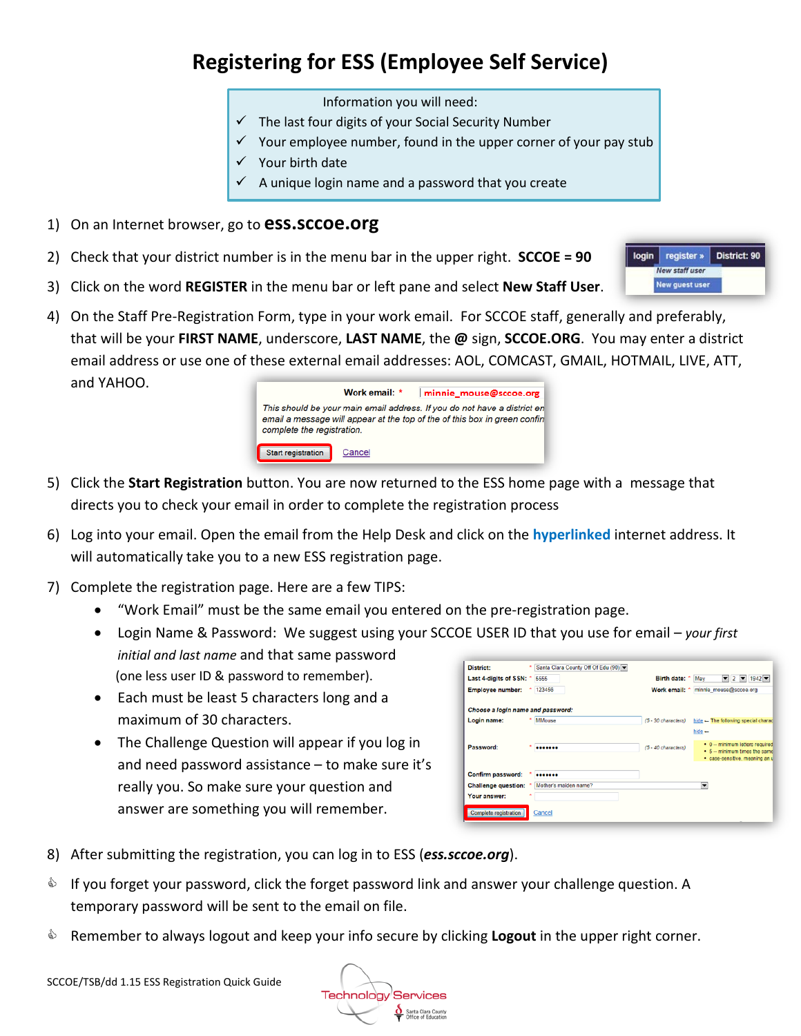# Registering for ESS (Employee Self Service)

Information you will need:

- ✓ The last four digits of your Social Security Number
- ✓ Your employee number, found in the upper corner of your pay stub
- ✓ Your birth date
- ✓ A unique login name and a password that you create

1) On an Internet browser, go to **ess.sccoe.org**
2) Check that your district number is in the menu bar in the upper right. **SCCOE = 90**
3) Click on the word **REGISTER** in the menu bar or left pane and select **New Staff User**.
4) On the Staff Pre-Registration Form, type in your work email. For SCCOE staff, generally and preferably, that will be your **FIRST NAME**, underscore, **LAST NAME**, the **@** sign, **SCCOE.ORG**. You may enter a district email address or use one of these external email addresses: AOL, COMCAST, GMAIL, HOTMAIL, LIVE, ATT, and YAHOO.
5) Click the **Start Registration** button. You are now returned to the ESS home page with a message that directs you to check your email in order to complete the registration process
6) Log into your email. Open the email from the Help Desk and click on the **hyperlinked** internet address. It will automatically take you to a new ESS registration page.
7) Complete the registration page. Here are a few TIPS:
   - "Work Email" must be the same email you entered on the pre-registration page.
   - Login Name & Password: We suggest using your SCCOE USER ID that you use for email – *your first initial and last name* and that same password (one less user ID & password to remember).
   - Each must be least 5 characters long and a maximum of 30 characters.
   - The Challenge Question will appear if you log in and need password assistance – to make sure it's really you. So make sure your question and answer are something you will remember.
8) After submitting the registration, you can log in to ESS (***ess.sccoe.org***).

- If you forget your password, click the forget password link and answer your challenge question. A temporary password will be sent to the email on file.
- Remember to always logout and keep your info secure by clicking **Logout** in the upper right corner.

SCCOE/TSB/dd 1.15 ESS Registration Quick Guide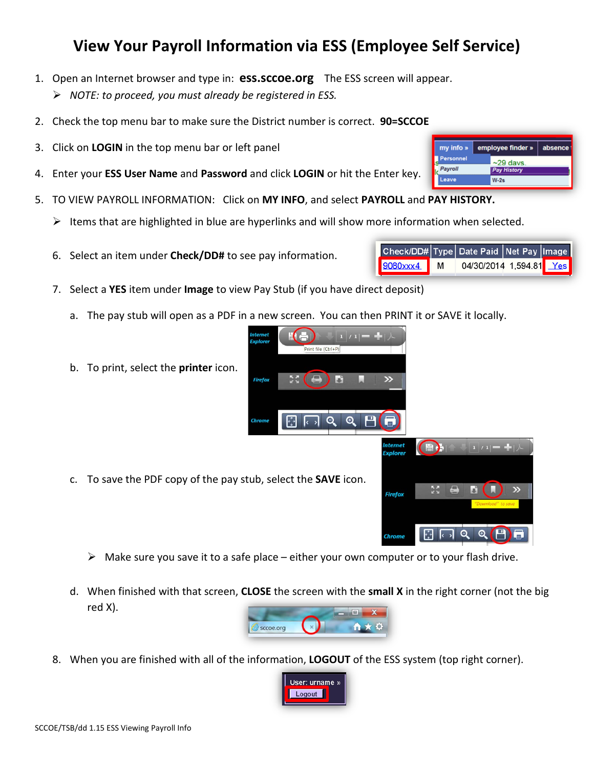# View Your Payroll Information via ESS (Employee Self Service)

1. Open an Internet browser and type in: **ess.sccoe.org** The ESS screen will appear.
   - *NOTE: to proceed, you must already be registered in ESS.*
2. Check the top menu bar to make sure the District number is correct. **90=SCCOE**
3. Click on **LOGIN** in the top menu bar or left panel
4. Enter your **ESS User Name** and **Password** and click **LOGIN** or hit the Enter key.
5. TO VIEW PAYROLL INFORMATION: Click on **MY INFO**, and select **PAYROLL** and **PAY HISTORY.**
   - Items that are highlighted in blue are hyperlinks and will show more information when selected.

   6. Select an item under **Check/DD#** to see pay information.

| Check/DD# | Type | Date Paid | Net Pay | Image |
|---|---|---|---|---|
| 9080xxx4 | M | 04/30/2014 | 1,594.81 | Yes |

   7. Select a **YES** item under **Image** to view Pay Stub (if you have direct deposit)

      a. The pay stub will open as a PDF in a new screen. You can then PRINT it or SAVE it locally.

      b. To print, select the **printer** icon.

      c. To save the PDF copy of the pay stub, select the **SAVE** icon.

         - Make sure you save it to a safe place – either your own computer or to your flash drive.

      d. When finished with that screen, **CLOSE** the screen with the **small X** in the right corner (not the big red X).

   8. When you are finished with all of the information, **LOGOUT** of the ESS system (top right corner).

SCCOE/TSB/dd 1.15 ESS Viewing Payroll Info